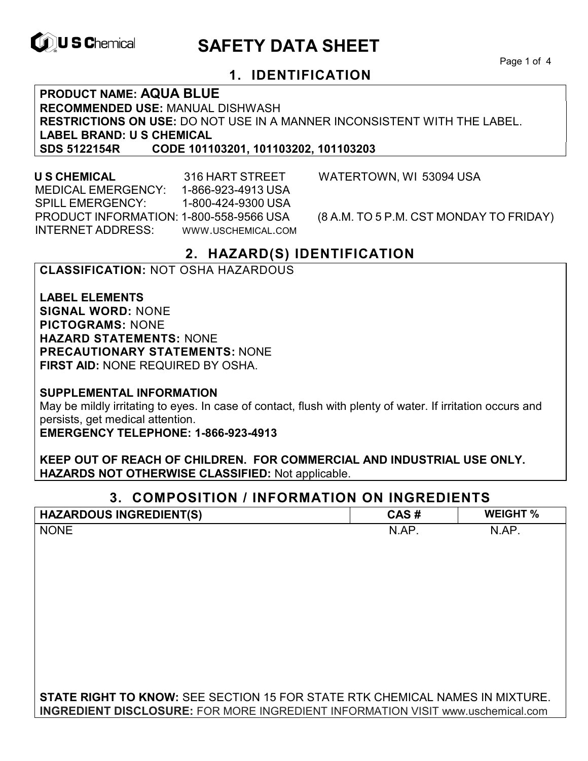# SAFETY DATA SHEET

## 1. IDENTIFICATION

**PRODUCT NAME: AQUA BLUE**
**RECOMMENDED USE:** MANUAL DISHWASH
**RESTRICTIONS ON USE:** DO NOT USE IN A MANNER INCONSISTENT WITH THE LABEL.
**LABEL BRAND: U S CHEMICAL**
**SDS 5122154R CODE 101103201, 101103202, 101103203**

**U S CHEMICAL** 316 HART STREET WATERTOWN, WI 53094 USA
MEDICAL EMERGENCY: 1-866-923-4913 USA
SPILL EMERGENCY: 1-800-424-9300 USA
PRODUCT INFORMATION: 1-800-558-9566 USA (8 A.M. TO 5 P.M. CST MONDAY TO FRIDAY)
INTERNET ADDRESS: WWW.USCHEMICAL.COM

## 2. HAZARD(S) IDENTIFICATION

**CLASSIFICATION:** NOT OSHA HAZARDOUS

**LABEL ELEMENTS**
**SIGNAL WORD:** NONE
**PICTOGRAMS:** NONE
**HAZARD STATEMENTS:** NONE
**PRECAUTIONARY STATEMENTS:** NONE
**FIRST AID:** NONE REQUIRED BY OSHA.

**SUPPLEMENTAL INFORMATION**
May be mildly irritating to eyes. In case of contact, flush with plenty of water. If irritation occurs and persists, get medical attention.
**EMERGENCY TELEPHONE: 1-866-923-4913**

**KEEP OUT OF REACH OF CHILDREN. FOR COMMERCIAL AND INDUSTRIAL USE ONLY.**
**HAZARDS NOT OTHERWISE CLASSIFIED:** Not applicable.

## 3. COMPOSITION / INFORMATION ON INGREDIENTS

| HAZARDOUS INGREDIENT(S) | CAS # | WEIGHT % |
|---|---|---|
| NONE | N.AP. | N.AP. |

**STATE RIGHT TO KNOW:** SEE SECTION 15 FOR STATE RTK CHEMICAL NAMES IN MIXTURE.
**INGREDIENT DISCLOSURE:** FOR MORE INGREDIENT INFORMATION VISIT www.uschemical.com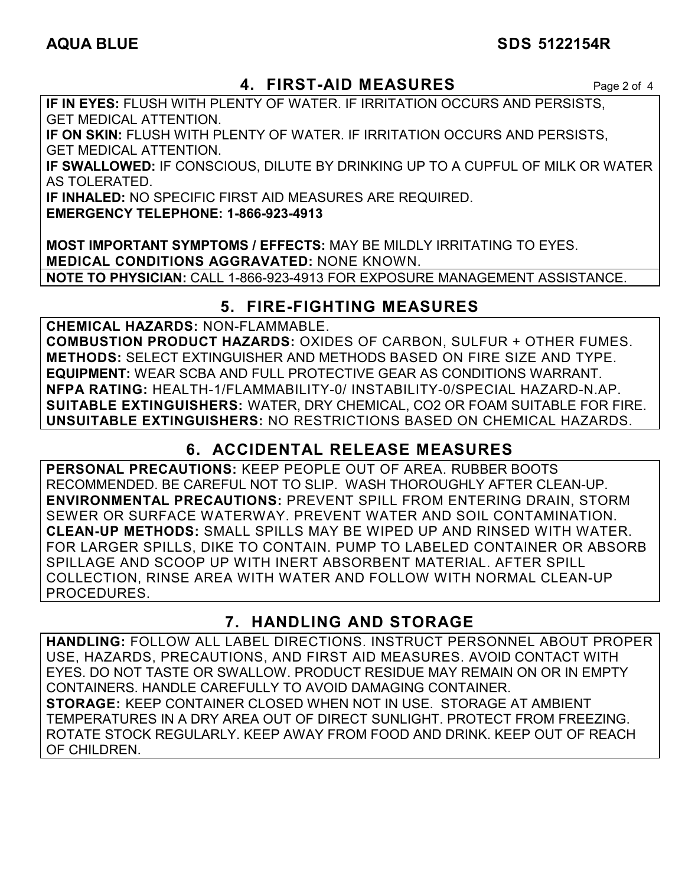## 4. FIRST-AID MEASURES

**IF IN EYES:** FLUSH WITH PLENTY OF WATER. IF IRRITATION OCCURS AND PERSISTS, GET MEDICAL ATTENTION.
**IF ON SKIN:** FLUSH WITH PLENTY OF WATER. IF IRRITATION OCCURS AND PERSISTS, GET MEDICAL ATTENTION.
**IF SWALLOWED:** IF CONSCIOUS, DILUTE BY DRINKING UP TO A CUPFUL OF MILK OR WATER AS TOLERATED.
**IF INHALED:** NO SPECIFIC FIRST AID MEASURES ARE REQUIRED.
**EMERGENCY TELEPHONE: 1-866-923-4913**

**MOST IMPORTANT SYMPTOMS / EFFECTS:** MAY BE MILDLY IRRITATING TO EYES.
**MEDICAL CONDITIONS AGGRAVATED:** NONE KNOWN.
**NOTE TO PHYSICIAN:** CALL 1-866-923-4913 FOR EXPOSURE MANAGEMENT ASSISTANCE.

## 5. FIRE-FIGHTING MEASURES

**CHEMICAL HAZARDS:** NON-FLAMMABLE.
**COMBUSTION PRODUCT HAZARDS:** OXIDES OF CARBON, SULFUR + OTHER FUMES.
**METHODS:** SELECT EXTINGUISHER AND METHODS BASED ON FIRE SIZE AND TYPE.
**EQUIPMENT:** WEAR SCBA AND FULL PROTECTIVE GEAR AS CONDITIONS WARRANT.
**NFPA RATING:** HEALTH-1/FLAMMABILITY-0/ INSTABILITY-0/SPECIAL HAZARD-N.AP.
**SUITABLE EXTINGUISHERS:** WATER, DRY CHEMICAL, $CO_2$ OR FOAM SUITABLE FOR FIRE.
**UNSUITABLE EXTINGUISHERS:** NO RESTRICTIONS BASED ON CHEMICAL HAZARDS.

## 6. ACCIDENTAL RELEASE MEASURES

**PERSONAL PRECAUTIONS:** KEEP PEOPLE OUT OF AREA. RUBBER BOOTS RECOMMENDED. BE CAREFUL NOT TO SLIP. WASH THOROUGHLY AFTER CLEAN-UP.
**ENVIRONMENTAL PRECAUTIONS:** PREVENT SPILL FROM ENTERING DRAIN, STORM SEWER OR SURFACE WATERWAY. PREVENT WATER AND SOIL CONTAMINATION.
**CLEAN-UP METHODS:** SMALL SPILLS MAY BE WIPED UP AND RINSED WITH WATER. FOR LARGER SPILLS, DIKE TO CONTAIN. PUMP TO LABELED CONTAINER OR ABSORB SPILLAGE AND SCOOP UP WITH INERT ABSORBENT MATERIAL. AFTER SPILL COLLECTION, RINSE AREA WITH WATER AND FOLLOW WITH NORMAL CLEAN-UP PROCEDURES.

## 7. HANDLING AND STORAGE

**HANDLING:** FOLLOW ALL LABEL DIRECTIONS. INSTRUCT PERSONNEL ABOUT PROPER USE, HAZARDS, PRECAUTIONS, AND FIRST AID MEASURES. AVOID CONTACT WITH EYES. DO NOT TASTE OR SWALLOW. PRODUCT RESIDUE MAY REMAIN ON OR IN EMPTY CONTAINERS. HANDLE CAREFULLY TO AVOID DAMAGING CONTAINER.
**STORAGE:** KEEP CONTAINER CLOSED WHEN NOT IN USE. STORAGE AT AMBIENT TEMPERATURES IN A DRY AREA OUT OF DIRECT SUNLIGHT. PROTECT FROM FREEZING. ROTATE STOCK REGULARLY. KEEP AWAY FROM FOOD AND DRINK. KEEP OUT OF REACH OF CHILDREN.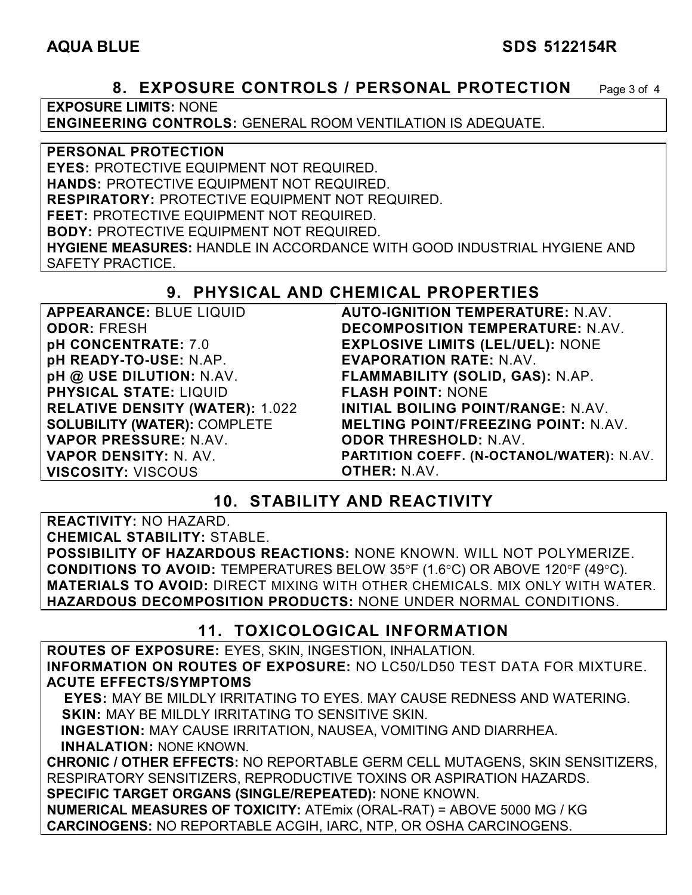## 8. EXPOSURE CONTROLS / PERSONAL PROTECTION

**EXPOSURE LIMITS:** NONE
**ENGINEERING CONTROLS:** GENERAL ROOM VENTILATION IS ADEQUATE.

**PERSONAL PROTECTION**
**EYES:** PROTECTIVE EQUIPMENT NOT REQUIRED.
**HANDS:** PROTECTIVE EQUIPMENT NOT REQUIRED.
**RESPIRATORY:** PROTECTIVE EQUIPMENT NOT REQUIRED.
**FEET:** PROTECTIVE EQUIPMENT NOT REQUIRED.
**BODY:** PROTECTIVE EQUIPMENT NOT REQUIRED.
**HYGIENE MEASURES:** HANDLE IN ACCORDANCE WITH GOOD INDUSTRIAL HYGIENE AND SAFETY PRACTICE.

## 9. PHYSICAL AND CHEMICAL PROPERTIES

**APPEARANCE:** BLUE LIQUID
**ODOR:** FRESH
**pH CONCENTRATE:** 7.0
**pH READY-TO-USE:** N.AP.
**pH @ USE DILUTION:** N.AV.
**PHYSICAL STATE:** LIQUID
**RELATIVE DENSITY (WATER):** 1.022
**SOLUBILITY (WATER):** COMPLETE
**VAPOR PRESSURE:** N.AV.
**VAPOR DENSITY:** N. AV.
**VISCOSITY:** VISCOUS
**AUTO-IGNITION TEMPERATURE:** N.AV.
**DECOMPOSITION TEMPERATURE:** N.AV.
**EXPLOSIVE LIMITS (LEL/UEL):** NONE
**EVAPORATION RATE:** N.AV.
**FLAMMABILITY (SOLID, GAS):** N.AP.
**FLASH POINT:** NONE
**INITIAL BOILING POINT/RANGE:** N.AV.
**MELTING POINT/FREEZING POINT:** N.AV.
**ODOR THRESHOLD:** N.AV.
**PARTITION COEFF. (N-OCTANOL/WATER):** N.AV.
**OTHER:** N.AV.

## 10. STABILITY AND REACTIVITY

**REACTIVITY:** NO HAZARD.
**CHEMICAL STABILITY:** STABLE.
**POSSIBILITY OF HAZARDOUS REACTIONS:** NONE KNOWN. WILL NOT POLYMERIZE.
**CONDITIONS TO AVOID:** TEMPERATURES BELOW 35°F (1.6°C) OR ABOVE 120°F (49°C).
**MATERIALS TO AVOID:** DIRECT MIXING WITH OTHER CHEMICALS. MIX ONLY WITH WATER.
**HAZARDOUS DECOMPOSITION PRODUCTS:** NONE UNDER NORMAL CONDITIONS.

## 11. TOXICOLOGICAL INFORMATION

**ROUTES OF EXPOSURE:** EYES, SKIN, INGESTION, INHALATION.
**INFORMATION ON ROUTES OF EXPOSURE:** NO LC50/LD50 TEST DATA FOR MIXTURE.
**ACUTE EFFECTS/SYMPTOMS**
**EYES:** MAY BE MILDLY IRRITATING TO EYES. MAY CAUSE REDNESS AND WATERING.
**SKIN:** MAY BE MILDLY IRRITATING TO SENSITIVE SKIN.
**INGESTION:** MAY CAUSE IRRITATION, NAUSEA, VOMITING AND DIARRHEA.
**INHALATION:** NONE KNOWN.
**CHRONIC / OTHER EFFECTS:** NO REPORTABLE GERM CELL MUTAGENS, SKIN SENSITIZERS, RESPIRATORY SENSITIZERS, REPRODUCTIVE TOXINS OR ASPIRATION HAZARDS.
**SPECIFIC TARGET ORGANS (SINGLE/REPEATED):** NONE KNOWN.
**NUMERICAL MEASURES OF TOXICITY:** ATEmix (ORAL-RAT) = ABOVE 5000 MG / KG
**CARCINOGENS:** NO REPORTABLE ACGIH, IARC, NTP, OR OSHA CARCINOGENS.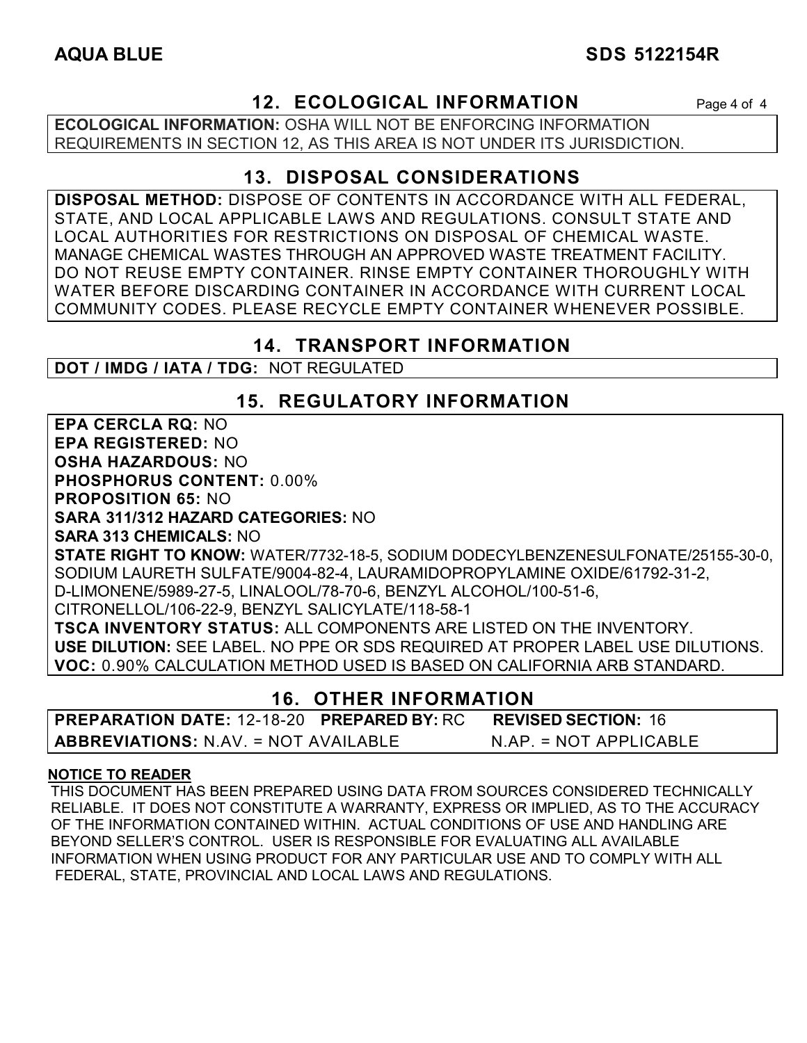## 12. ECOLOGICAL INFORMATION

**ECOLOGICAL INFORMATION:** OSHA WILL NOT BE ENFORCING INFORMATION REQUIREMENTS IN SECTION 12, AS THIS AREA IS NOT UNDER ITS JURISDICTION.

## 13. DISPOSAL CONSIDERATIONS

**DISPOSAL METHOD:** DISPOSE OF CONTENTS IN ACCORDANCE WITH ALL FEDERAL, STATE, AND LOCAL APPLICABLE LAWS AND REGULATIONS. CONSULT STATE AND LOCAL AUTHORITIES FOR RESTRICTIONS ON DISPOSAL OF CHEMICAL WASTE. MANAGE CHEMICAL WASTES THROUGH AN APPROVED WASTE TREATMENT FACILITY. DO NOT REUSE EMPTY CONTAINER. RINSE EMPTY CONTAINER THOROUGHLY WITH WATER BEFORE DISCARDING CONTAINER IN ACCORDANCE WITH CURRENT LOCAL COMMUNITY CODES. PLEASE RECYCLE EMPTY CONTAINER WHENEVER POSSIBLE.

## 14. TRANSPORT INFORMATION

**DOT / IMDG / IATA / TDG:** NOT REGULATED

## 15. REGULATORY INFORMATION

**EPA CERCLA RQ:** NO
**EPA REGISTERED:** NO
**OSHA HAZARDOUS:** NO
**PHOSPHORUS CONTENT:** 0.00%
**PROPOSITION 65:** NO
**SARA 311/312 HAZARD CATEGORIES:** NO
**SARA 313 CHEMICALS:** NO
**STATE RIGHT TO KNOW:** WATER/7732-18-5, SODIUM DODECYLBENZENESULFONATE/25155-30-0, SODIUM LAURETH SULFATE/9004-82-4, LAURAMIDOPROPYLAMINE OXIDE/61792-31-2, D-LIMONENE/5989-27-5, LINALOOL/78-70-6, BENZYL ALCOHOL/100-51-6, CITRONELLOL/106-22-9, BENZYL SALICYLATE/118-58-1
**TSCA INVENTORY STATUS:** ALL COMPONENTS ARE LISTED ON THE INVENTORY.
**USE DILUTION:** SEE LABEL. NO PPE OR SDS REQUIRED AT PROPER LABEL USE DILUTIONS.
**VOC:** 0.90% CALCULATION METHOD USED IS BASED ON CALIFORNIA ARB STANDARD.

## 16. OTHER INFORMATION

| | | |
|---|---|---|
| **PREPARATION DATE:** 12-18-20 | **PREPARED BY:** RC | **REVISED SECTION:** 16 |
| **ABBREVIATIONS:** N.AV. = NOT AVAILABLE | | N.AP. = NOT APPLICABLE |

**NOTICE TO READER**

THIS DOCUMENT HAS BEEN PREPARED USING DATA FROM SOURCES CONSIDERED TECHNICALLY RELIABLE. IT DOES NOT CONSTITUTE A WARRANTY, EXPRESS OR IMPLIED, AS TO THE ACCURACY OF THE INFORMATION CONTAINED WITHIN. ACTUAL CONDITIONS OF USE AND HANDLING ARE BEYOND SELLER'S CONTROL. USER IS RESPONSIBLE FOR EVALUATING ALL AVAILABLE INFORMATION WHEN USING PRODUCT FOR ANY PARTICULAR USE AND TO COMPLY WITH ALL FEDERAL, STATE, PROVINCIAL AND LOCAL LAWS AND REGULATIONS.